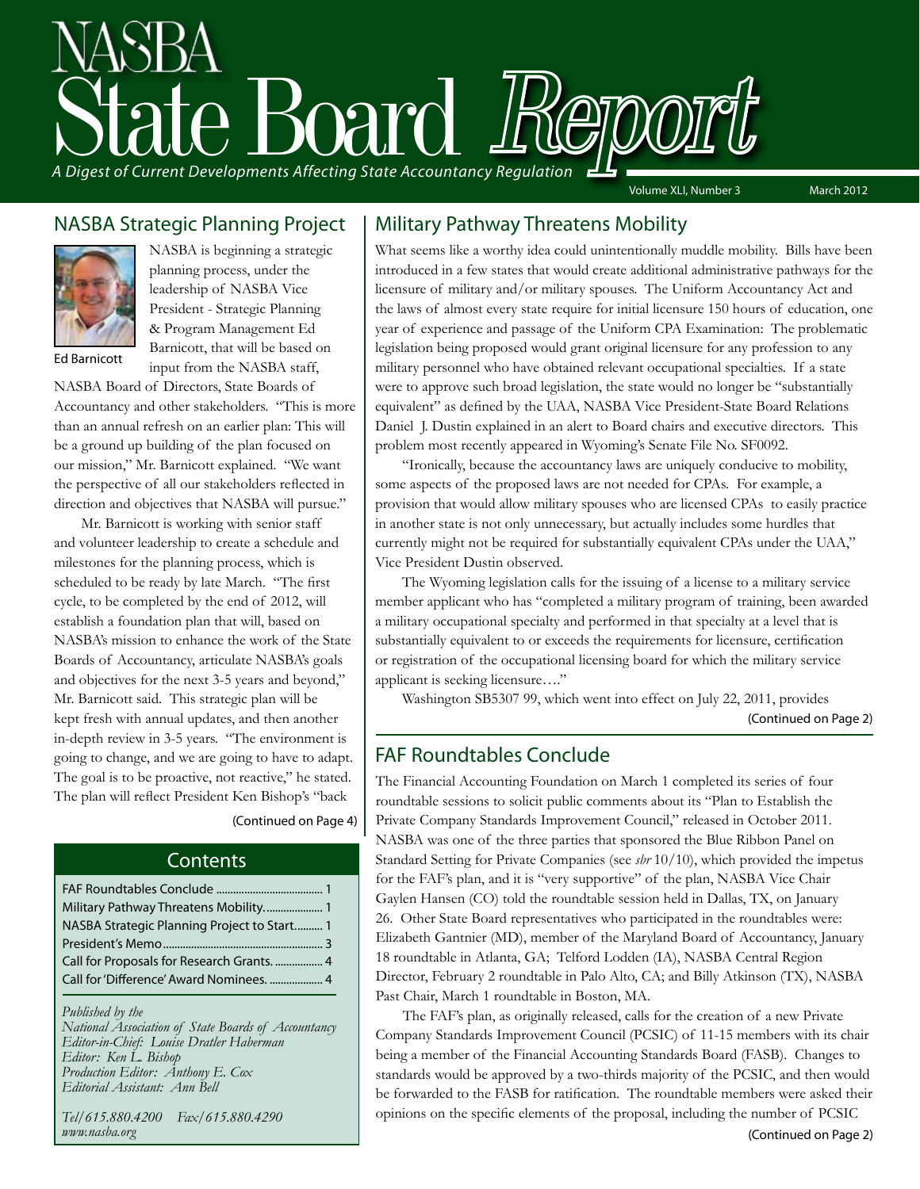# NASBA State Board Report

*A Digest of Current Developments Affecting State Accountancy Regulation*

Volume XLI, Number 3 — March 2012

## NASBA Strategic Planning Project

Ed Barnicott

NASBA is beginning a strategic planning process, under the leadership of NASBA Vice President - Strategic Planning & Program Management Ed Barnicott, that will be based on input from the NASBA staff, NASBA Board of Directors, State Boards of Accountancy and other stakeholders. "This is more than an annual refresh on an earlier plan: This will be a ground up building of the plan focused on our mission," Mr. Barnicott explained. "We want the perspective of all our stakeholders reflected in direction and objectives that NASBA will pursue."

Mr. Barnicott is working with senior staff and volunteer leadership to create a schedule and milestones for the planning process, which is scheduled to be ready by late March. "The first cycle, to be completed by the end of 2012, will establish a foundation plan that will, based on NASBA's mission to enhance the work of the State Boards of Accountancy, articulate NASBA's goals and objectives for the next 3-5 years and beyond," Mr. Barnicott said. This strategic plan will be kept fresh with annual updates, and then another in-depth review in 3-5 years. "The environment is going to change, and we are going to have to adapt. The goal is to be proactive, not reactive," he stated. The plan will reflect President Ken Bishop's "back

(Continued on Page 4)

## Contents

- FAF Roundtables Conclude ...... 1
- Military Pathway Threatens Mobility...... 1
- NASBA Strategic Planning Project to Start...... 1
- President's Memo...... 3
- Call for Proposals for Research Grants. ...... 4
- Call for 'Difference' Award Nominees. ...... 4

*Published by the*
*National Association of State Boards of Accountancy*
*Editor-in-Chief: Louise Dratler Haberman*
*Editor: Ken L. Bishop*
*Production Editor: Anthony E. Cox*
*Editorial Assistant: Ann Bell*

*Tel/615.880.4200 Fax/615.880.4290*
*www.nasba.org*

## Military Pathway Threatens Mobility

What seems like a worthy idea could unintentionally muddle mobility. Bills have been introduced in a few states that would create additional administrative pathways for the licensure of military and/or military spouses. The Uniform Accountancy Act and the laws of almost every state require for initial licensure 150 hours of education, one year of experience and passage of the Uniform CPA Examination: The problematic legislation being proposed would grant original licensure for any profession to any military personnel who have obtained relevant occupational specialties. If a state were to approve such broad legislation, the state would no longer be "substantially equivalent" as defined by the UAA, NASBA Vice President-State Board Relations Daniel J. Dustin explained in an alert to Board chairs and executive directors. This problem most recently appeared in Wyoming's Senate File No. SF0092.

"Ironically, because the accountancy laws are uniquely conducive to mobility, some aspects of the proposed laws are not needed for CPAs. For example, a provision that would allow military spouses who are licensed CPAs to easily practice in another state is not only unnecessary, but actually includes some hurdles that currently might not be required for substantially equivalent CPAs under the UAA," Vice President Dustin observed.

The Wyoming legislation calls for the issuing of a license to a military service member applicant who has "completed a military program of training, been awarded a military occupational specialty and performed in that specialty at a level that is substantially equivalent to or exceeds the requirements for licensure, certification or registration of the occupational licensing board for which the military service applicant is seeking licensure…."

Washington SB5307 99, which went into effect on July 22, 2011, provides

(Continued on Page 2)

## FAF Roundtables Conclude

The Financial Accounting Foundation on March 1 completed its series of four roundtable sessions to solicit public comments about its "Plan to Establish the Private Company Standards Improvement Council," released in October 2011. NASBA was one of the three parties that sponsored the Blue Ribbon Panel on Standard Setting for Private Companies (see *sbr* 10/10), which provided the impetus for the FAF's plan, and it is "very supportive" of the plan, NASBA Vice Chair Gaylen Hansen (CO) told the roundtable session held in Dallas, TX, on January 26. Other State Board representatives who participated in the roundtables were: Elizabeth Gantnier (MD), member of the Maryland Board of Accountancy, January 18 roundtable in Atlanta, GA; Telford Lodden (IA), NASBA Central Region Director, February 2 roundtable in Palo Alto, CA; and Billy Atkinson (TX), NASBA Past Chair, March 1 roundtable in Boston, MA.

The FAF's plan, as originally released, calls for the creation of a new Private Company Standards Improvement Council (PCSIC) of 11-15 members with its chair being a member of the Financial Accounting Standards Board (FASB). Changes to standards would be approved by a two-thirds majority of the PCSIC, and then would be forwarded to the FASB for ratification. The roundtable members were asked their opinions on the specific elements of the proposal, including the number of PCSIC

(Continued on Page 2)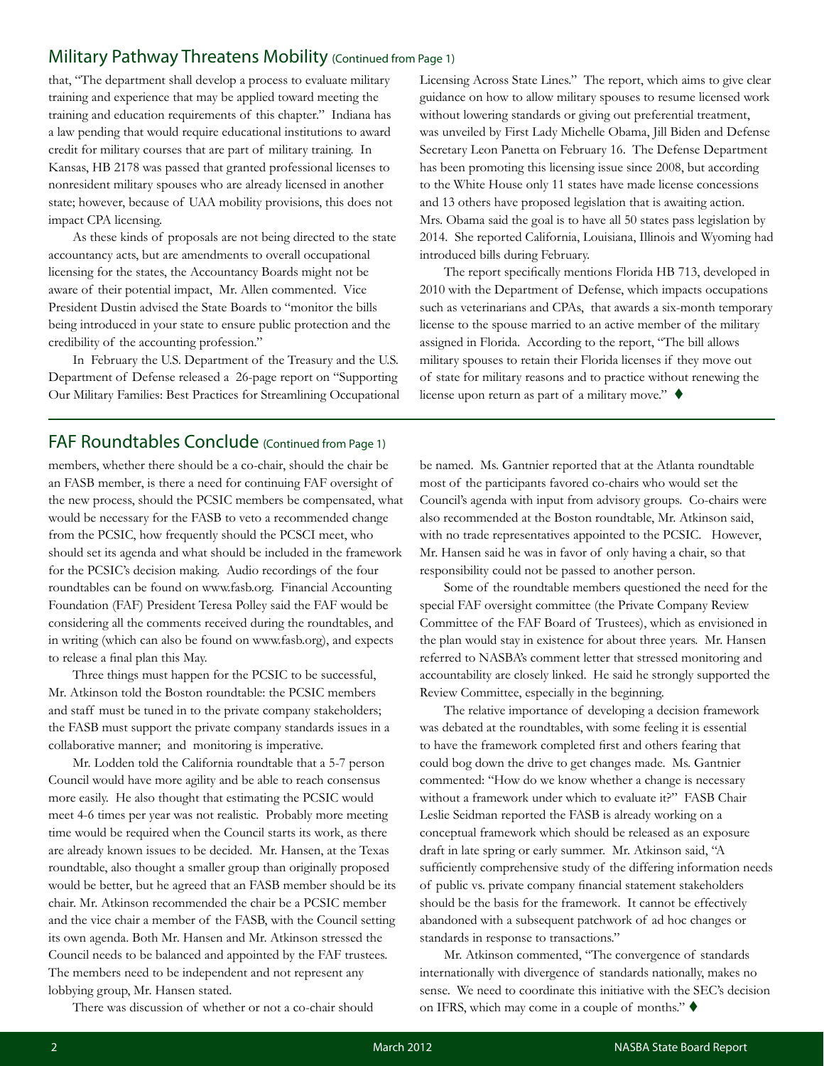## Military Pathway Threatens Mobility (Continued from Page 1)

that, "The department shall develop a process to evaluate military training and experience that may be applied toward meeting the training and education requirements of this chapter." Indiana has a law pending that would require educational institutions to award credit for military courses that are part of military training. In Kansas, HB 2178 was passed that granted professional licenses to nonresident military spouses who are already licensed in another state; however, because of UAA mobility provisions, this does not impact CPA licensing.

As these kinds of proposals are not being directed to the state accountancy acts, but are amendments to overall occupational licensing for the states, the Accountancy Boards might not be aware of their potential impact, Mr. Allen commented. Vice President Dustin advised the State Boards to "monitor the bills being introduced in your state to ensure public protection and the credibility of the accounting profession."

In February the U.S. Department of the Treasury and the U.S. Department of Defense released a 26-page report on "Supporting Our Military Families: Best Practices for Streamlining Occupational Licensing Across State Lines." The report, which aims to give clear guidance on how to allow military spouses to resume licensed work without lowering standards or giving out preferential treatment, was unveiled by First Lady Michelle Obama, Jill Biden and Defense Secretary Leon Panetta on February 16. The Defense Department has been promoting this licensing issue since 2008, but according to the White House only 11 states have made license concessions and 13 others have proposed legislation that is awaiting action. Mrs. Obama said the goal is to have all 50 states pass legislation by 2014. She reported California, Louisiana, Illinois and Wyoming had introduced bills during February.

The report specifically mentions Florida HB 713, developed in 2010 with the Department of Defense, which impacts occupations such as veterinarians and CPAs, that awards a six-month temporary license to the spouse married to an active member of the military assigned in Florida. According to the report, "The bill allows military spouses to retain their Florida licenses if they move out of state for military reasons and to practice without renewing the license upon return as part of a military move." ♦

## FAF Roundtables Conclude (Continued from Page 1)

members, whether there should be a co-chair, should the chair be an FASB member, is there a need for continuing FAF oversight of the new process, should the PCSIC members be compensated, what would be necessary for the FASB to veto a recommended change from the PCSIC, how frequently should the PCSCI meet, who should set its agenda and what should be included in the framework for the PCSIC's decision making. Audio recordings of the four roundtables can be found on www.fasb.org. Financial Accounting Foundation (FAF) President Teresa Polley said the FAF would be considering all the comments received during the roundtables, and in writing (which can also be found on www.fasb.org), and expects to release a final plan this May.

Three things must happen for the PCSIC to be successful, Mr. Atkinson told the Boston roundtable: the PCSIC members and staff must be tuned in to the private company stakeholders; the FASB must support the private company standards issues in a collaborative manner; and monitoring is imperative.

Mr. Lodden told the California roundtable that a 5-7 person Council would have more agility and be able to reach consensus more easily. He also thought that estimating the PCSIC would meet 4-6 times per year was not realistic. Probably more meeting time would be required when the Council starts its work, as there are already known issues to be decided. Mr. Hansen, at the Texas roundtable, also thought a smaller group than originally proposed would be better, but he agreed that an FASB member should be its chair. Mr. Atkinson recommended the chair be a PCSIC member and the vice chair a member of the FASB, with the Council setting its own agenda. Both Mr. Hansen and Mr. Atkinson stressed the Council needs to be balanced and appointed by the FAF trustees. The members need to be independent and not represent any lobbying group, Mr. Hansen stated.

There was discussion of whether or not a co-chair should be named. Ms. Gantnier reported that at the Atlanta roundtable most of the participants favored co-chairs who would set the Council's agenda with input from advisory groups. Co-chairs were also recommended at the Boston roundtable, Mr. Atkinson said, with no trade representatives appointed to the PCSIC. However, Mr. Hansen said he was in favor of only having a chair, so that responsibility could not be passed to another person.

Some of the roundtable members questioned the need for the special FAF oversight committee (the Private Company Review Committee of the FAF Board of Trustees), which as envisioned in the plan would stay in existence for about three years. Mr. Hansen referred to NASBA's comment letter that stressed monitoring and accountability are closely linked. He said he strongly supported the Review Committee, especially in the beginning.

The relative importance of developing a decision framework was debated at the roundtables, with some feeling it is essential to have the framework completed first and others fearing that could bog down the drive to get changes made. Ms. Gantnier commented: "How do we know whether a change is necessary without a framework under which to evaluate it?" FASB Chair Leslie Seidman reported the FASB is already working on a conceptual framework which should be released as an exposure draft in late spring or early summer. Mr. Atkinson said, "A sufficiently comprehensive study of the differing information needs of public vs. private company financial statement stakeholders should be the basis for the framework. It cannot be effectively abandoned with a subsequent patchwork of ad hoc changes or standards in response to transactions."

Mr. Atkinson commented, "The convergence of standards internationally with divergence of standards nationally, makes no sense. We need to coordinate this initiative with the SEC's decision on IFRS, which may come in a couple of months." ♦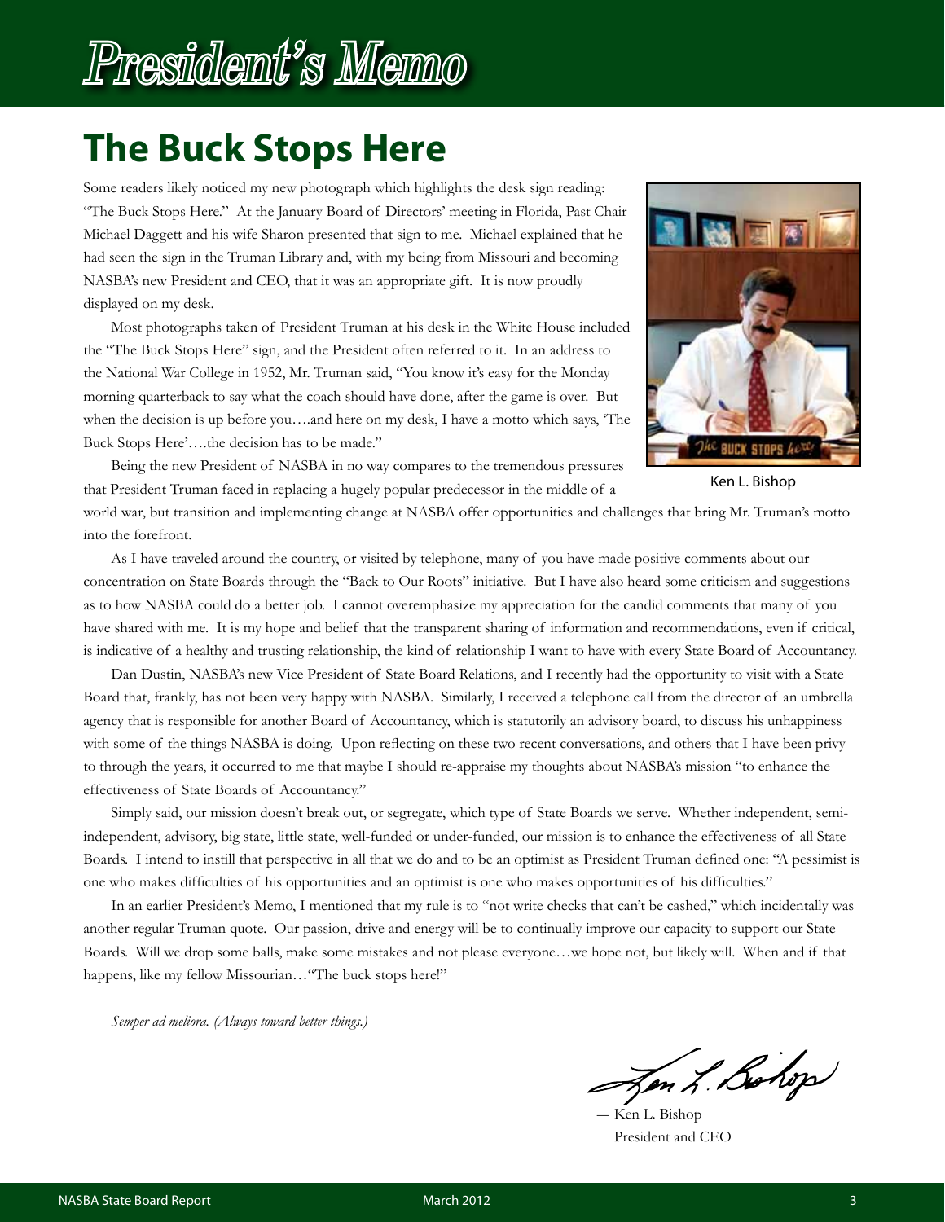# President's Memo

## The Buck Stops Here

Some readers likely noticed my new photograph which highlights the desk sign reading: "The Buck Stops Here." At the January Board of Directors' meeting in Florida, Past Chair Michael Daggett and his wife Sharon presented that sign to me. Michael explained that he had seen the sign in the Truman Library and, with my being from Missouri and becoming NASBA's new President and CEO, that it was an appropriate gift. It is now proudly displayed on my desk.

Most photographs taken of President Truman at his desk in the White House included the "The Buck Stops Here" sign, and the President often referred to it. In an address to the National War College in 1952, Mr. Truman said, "You know it's easy for the Monday morning quarterback to say what the coach should have done, after the game is over. But when the decision is up before you….and here on my desk, I have a motto which says, 'The Buck Stops Here'….the decision has to be made."

Ken L. Bishop

Being the new President of NASBA in no way compares to the tremendous pressures that President Truman faced in replacing a hugely popular predecessor in the middle of a world war, but transition and implementing change at NASBA offer opportunities and challenges that bring Mr. Truman's motto into the forefront.

As I have traveled around the country, or visited by telephone, many of you have made positive comments about our concentration on State Boards through the "Back to Our Roots" initiative. But I have also heard some criticism and suggestions as to how NASBA could do a better job. I cannot overemphasize my appreciation for the candid comments that many of you have shared with me. It is my hope and belief that the transparent sharing of information and recommendations, even if critical, is indicative of a healthy and trusting relationship, the kind of relationship I want to have with every State Board of Accountancy.

Dan Dustin, NASBA's new Vice President of State Board Relations, and I recently had the opportunity to visit with a State Board that, frankly, has not been very happy with NASBA. Similarly, I received a telephone call from the director of an umbrella agency that is responsible for another Board of Accountancy, which is statutorily an advisory board, to discuss his unhappiness with some of the things NASBA is doing. Upon reflecting on these two recent conversations, and others that I have been privy to through the years, it occurred to me that maybe I should re-appraise my thoughts about NASBA's mission "to enhance the effectiveness of State Boards of Accountancy."

Simply said, our mission doesn't break out, or segregate, which type of State Boards we serve. Whether independent, semi-independent, advisory, big state, little state, well-funded or under-funded, our mission is to enhance the effectiveness of all State Boards. I intend to instill that perspective in all that we do and to be an optimist as President Truman defined one: "A pessimist is one who makes difficulties of his opportunities and an optimist is one who makes opportunities of his difficulties."

In an earlier President's Memo, I mentioned that my rule is to "not write checks that can't be cashed," which incidentally was another regular Truman quote. Our passion, drive and energy will be to continually improve our capacity to support our State Boards. Will we drop some balls, make some mistakes and not please everyone…we hope not, but likely will. When and if that happens, like my fellow Missourian…"The buck stops here!"

*Semper ad meliora. (Always toward better things.)*

— Ken L. Bishop
President and CEO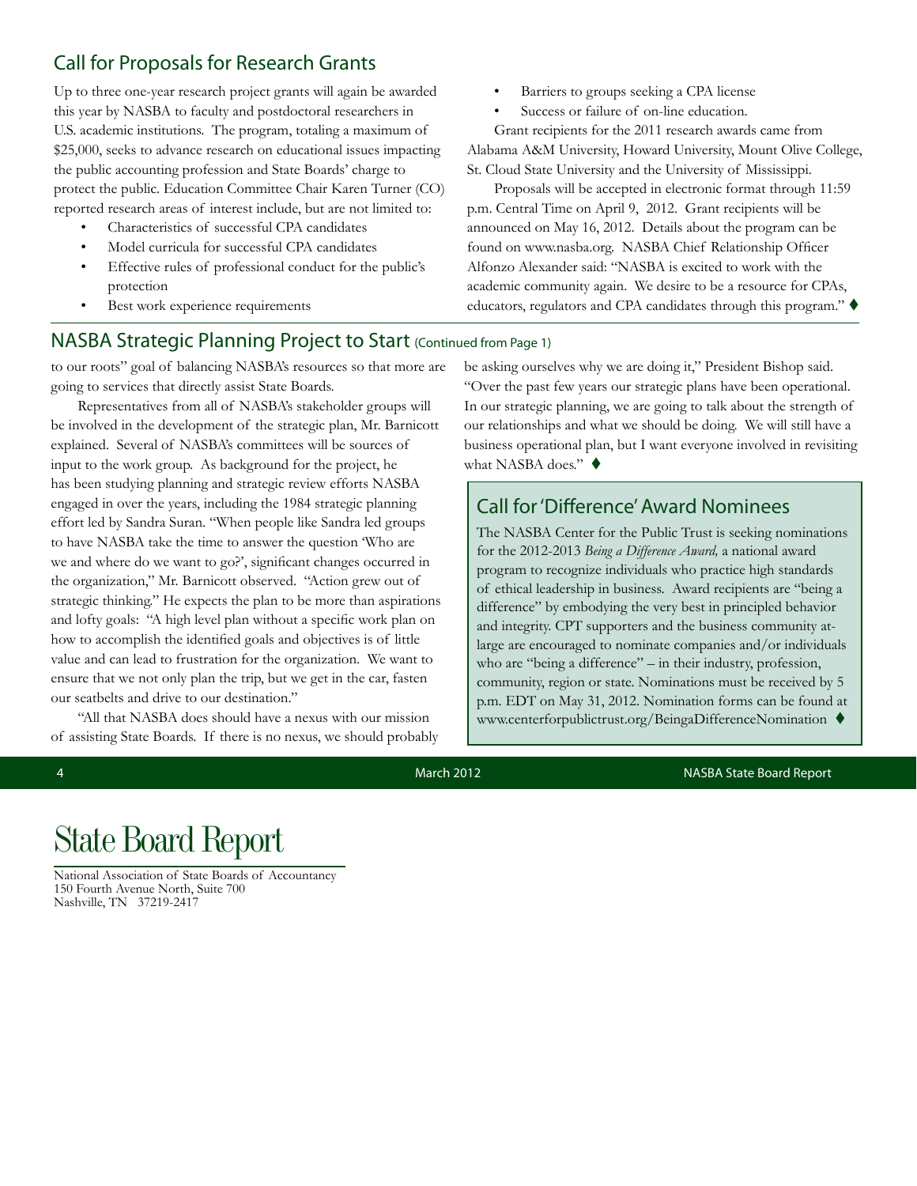## Call for Proposals for Research Grants

Up to three one-year research project grants will again be awarded this year by NASBA to faculty and postdoctoral researchers in U.S. academic institutions. The program, totaling a maximum of $25,000, seeks to advance research on educational issues impacting the public accounting profession and State Boards' charge to protect the public. Education Committee Chair Karen Turner (CO) reported research areas of interest include, but are not limited to:

- Characteristics of successful CPA candidates
- Model curricula for successful CPA candidates
- Effective rules of professional conduct for the public's protection
- Best work experience requirements
- Barriers to groups seeking a CPA license
- Success or failure of on-line education.

Grant recipients for the 2011 research awards came from Alabama A&M University, Howard University, Mount Olive College, St. Cloud State University and the University of Mississippi.

Proposals will be accepted in electronic format through 11:59 p.m. Central Time on April 9, 2012. Grant recipients will be announced on May 16, 2012. Details about the program can be found on www.nasba.org. NASBA Chief Relationship Officer Alfonzo Alexander said: "NASBA is excited to work with the academic community again. We desire to be a resource for CPAs, educators, regulators and CPA candidates through this program." ♦

## NASBA Strategic Planning Project to Start (Continued from Page 1)

to our roots" goal of balancing NASBA's resources so that more are going to services that directly assist State Boards.

Representatives from all of NASBA's stakeholder groups will be involved in the development of the strategic plan, Mr. Barnicott explained. Several of NASBA's committees will be sources of input to the work group. As background for the project, he has been studying planning and strategic review efforts NASBA engaged in over the years, including the 1984 strategic planning effort led by Sandra Suran. "When people like Sandra led groups to have NASBA take the time to answer the question 'Who are we and where do we want to go?', significant changes occurred in the organization," Mr. Barnicott observed. "Action grew out of strategic thinking." He expects the plan to be more than aspirations and lofty goals: "A high level plan without a specific work plan on how to accomplish the identified goals and objectives is of little value and can lead to frustration for the organization. We want to ensure that we not only plan the trip, but we get in the car, fasten our seatbelts and drive to our destination."

"All that NASBA does should have a nexus with our mission of assisting State Boards. If there is no nexus, we should probably be asking ourselves why we are doing it," President Bishop said. "Over the past few years our strategic plans have been operational. In our strategic planning, we are going to talk about the strength of our relationships and what we should be doing. We will still have a business operational plan, but I want everyone involved in revisiting what NASBA does." ♦

## Call for 'Difference' Award Nominees

The NASBA Center for the Public Trust is seeking nominations for the 2012-2013 *Being a Difference Award,* a national award program to recognize individuals who practice high standards of ethical leadership in business. Award recipients are "being a difference" by embodying the very best in principled behavior and integrity. CPT supporters and the business community at-large are encouraged to nominate companies and/or individuals who are "being a difference" – in their industry, profession, community, region or state. Nominations must be received by 5 p.m. EDT on May 31, 2012. Nomination forms can be found at www.centerforpublictrust.org/BeingaDifferenceNomination ♦

# State Board Report

National Association of State Boards of Accountancy
150 Fourth Avenue North, Suite 700
Nashville, TN 37219-2417